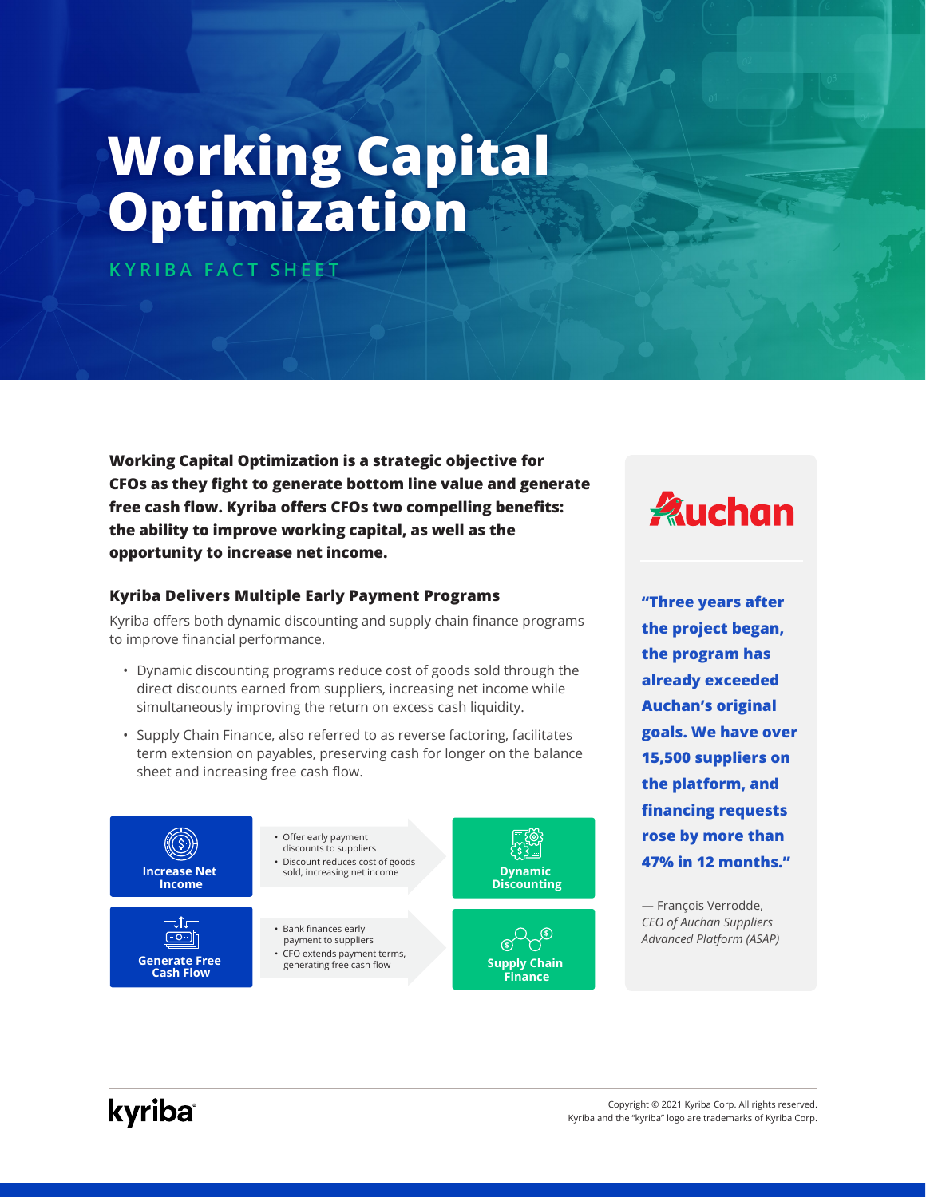# Working Capital Optimization

KYRIBA FACT SHEET

**Working Capital Optimization is a strategic objective for CFOs as they fight to generate bottom line value and generate free cash flow. Kyriba offers CFOs two compelling benefits: the ability to improve working capital, as well as the opportunity to increase net income.**

### Kyriba Delivers Multiple Early Payment Programs

Kyriba offers both dynamic discounting and supply chain finance programs to improve financial performance.

- Dynamic discounting programs reduce cost of goods sold through the direct discounts earned from suppliers, increasing net income while simultaneously improving the return on excess cash liquidity.
- Supply Chain Finance, also referred to as reverse factoring, facilitates term extension on payables, preserving cash for longer on the balance sheet and increasing free cash flow.

| Benefit | Description | Program |
|---|---|---|
| **Increase Net Income** | • Offer early payment discounts to suppliers<br>• Discount reduces cost of goods sold, increasing net income | **Dynamic Discounting** |
| **Generate Free Cash Flow** | • Bank finances early payment to suppliers<br>• CFO extends payment terms, generating free cash flow | **Supply Chain Finance** |

Auchan

**"Three years after the project began, the program has already exceeded Auchan's original goals. We have over 15,500 suppliers on the platform, and financing requests rose by more than 47% in 12 months."**

— François Verrodde,
*CEO of Auchan Suppliers Advanced Platform (ASAP)*

kyriba

Copyright © 2021 Kyriba Corp. All rights reserved.
Kyriba and the "kyriba" logo are trademarks of Kyriba Corp.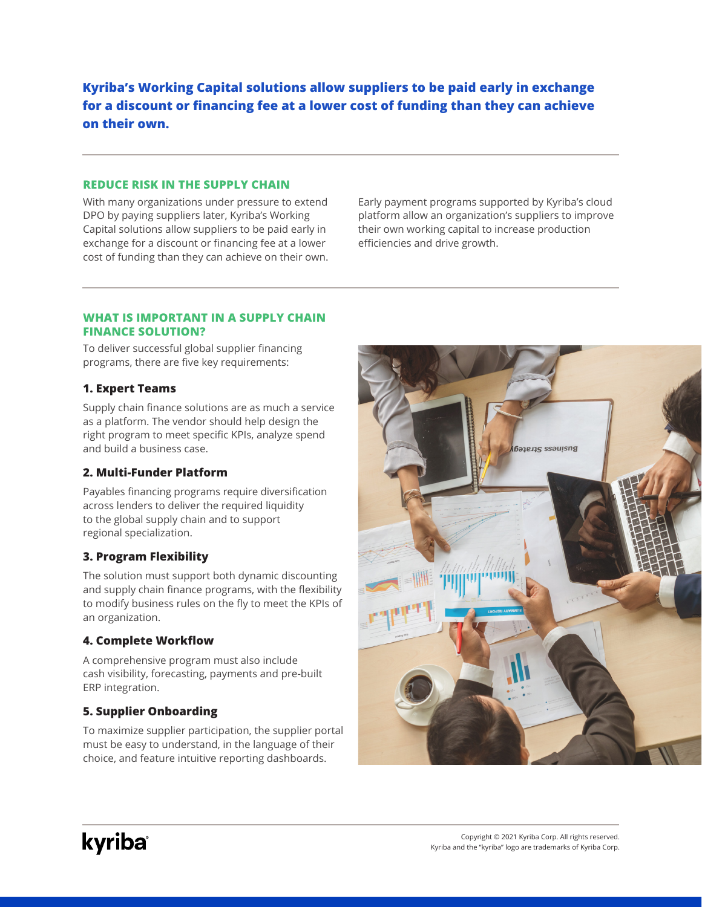**Kyriba's Working Capital solutions allow suppliers to be paid early in exchange for a discount or financing fee at a lower cost of funding than they can achieve on their own.**

## REDUCE RISK IN THE SUPPLY CHAIN

With many organizations under pressure to extend DPO by paying suppliers later, Kyriba's Working Capital solutions allow suppliers to be paid early in exchange for a discount or financing fee at a lower cost of funding than they can achieve on their own.

Early payment programs supported by Kyriba's cloud platform allow an organization's suppliers to improve their own working capital to increase production efficiencies and drive growth.

## WHAT IS IMPORTANT IN A SUPPLY CHAIN FINANCE SOLUTION?

To deliver successful global supplier financing programs, there are five key requirements:

### 1. Expert Teams

Supply chain finance solutions are as much a service as a platform. The vendor should help design the right program to meet specific KPIs, analyze spend and build a business case.

### 2. Multi-Funder Platform

Payables financing programs require diversification across lenders to deliver the required liquidity to the global supply chain and to support regional specialization.

### 3. Program Flexibility

The solution must support both dynamic discounting and supply chain finance programs, with the flexibility to modify business rules on the fly to meet the KPIs of an organization.

### 4. Complete Workflow

A comprehensive program must also include cash visibility, forecasting, payments and pre-built ERP integration.

### 5. Supplier Onboarding

To maximize supplier participation, the supplier portal must be easy to understand, in the language of their choice, and feature intuitive reporting dashboards.

Copyright © 2021 Kyriba Corp. All rights reserved.
Kyriba and the "kyriba" logo are trademarks of Kyriba Corp.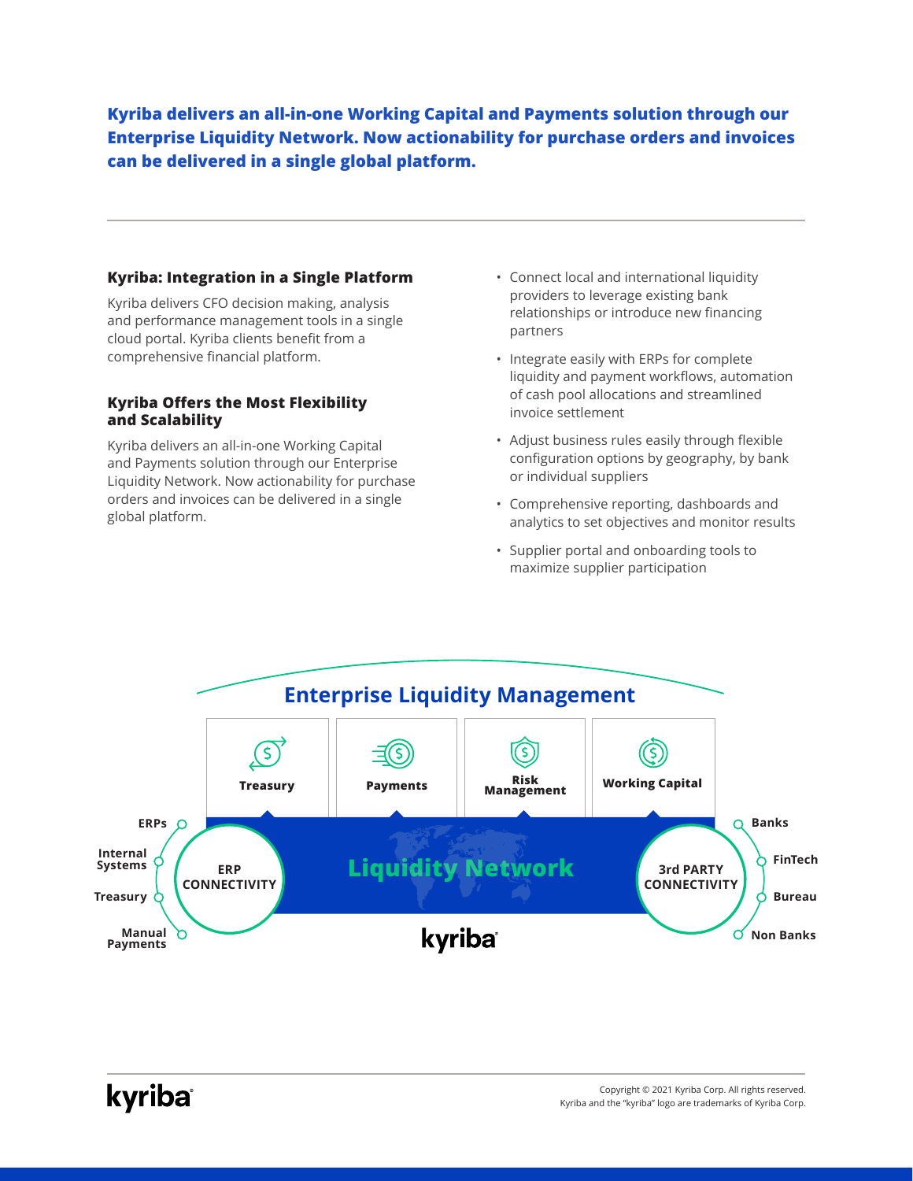**Kyriba delivers an all-in-one Working Capital and Payments solution through our Enterprise Liquidity Network. Now actionability for purchase orders and invoices can be delivered in a single global platform.**

### Kyriba: Integration in a Single Platform

Kyriba delivers CFO decision making, analysis and performance management tools in a single cloud portal. Kyriba clients benefit from a comprehensive financial platform.

### Kyriba Offers the Most Flexibility and Scalability

Kyriba delivers an all-in-one Working Capital and Payments solution through our Enterprise Liquidity Network. Now actionability for purchase orders and invoices can be delivered in a single global platform.

- Connect local and international liquidity providers to leverage existing bank relationships or introduce new financing partners
- Integrate easily with ERPs for complete liquidity and payment workflows, automation of cash pool allocations and streamlined invoice settlement
- Adjust business rules easily through flexible configuration options by geography, by bank or individual suppliers
- Comprehensive reporting, dashboards and analytics to set objectives and monitor results
- Supplier portal and onboarding tools to maximize supplier participation

Enterprise Liquidity Management

Treasury
Payments
Risk Management
Working Capital

ERPs
Internal Systems
Treasury
Manual Payments

ERP CONNECTIVITY

Liquidity Network

3rd PARTY CONNECTIVITY

Banks
FinTech
Bureau
Non Banks

kyriba

Copyright © 2021 Kyriba Corp. All rights reserved.
Kyriba and the "kyriba" logo are trademarks of Kyriba Corp.